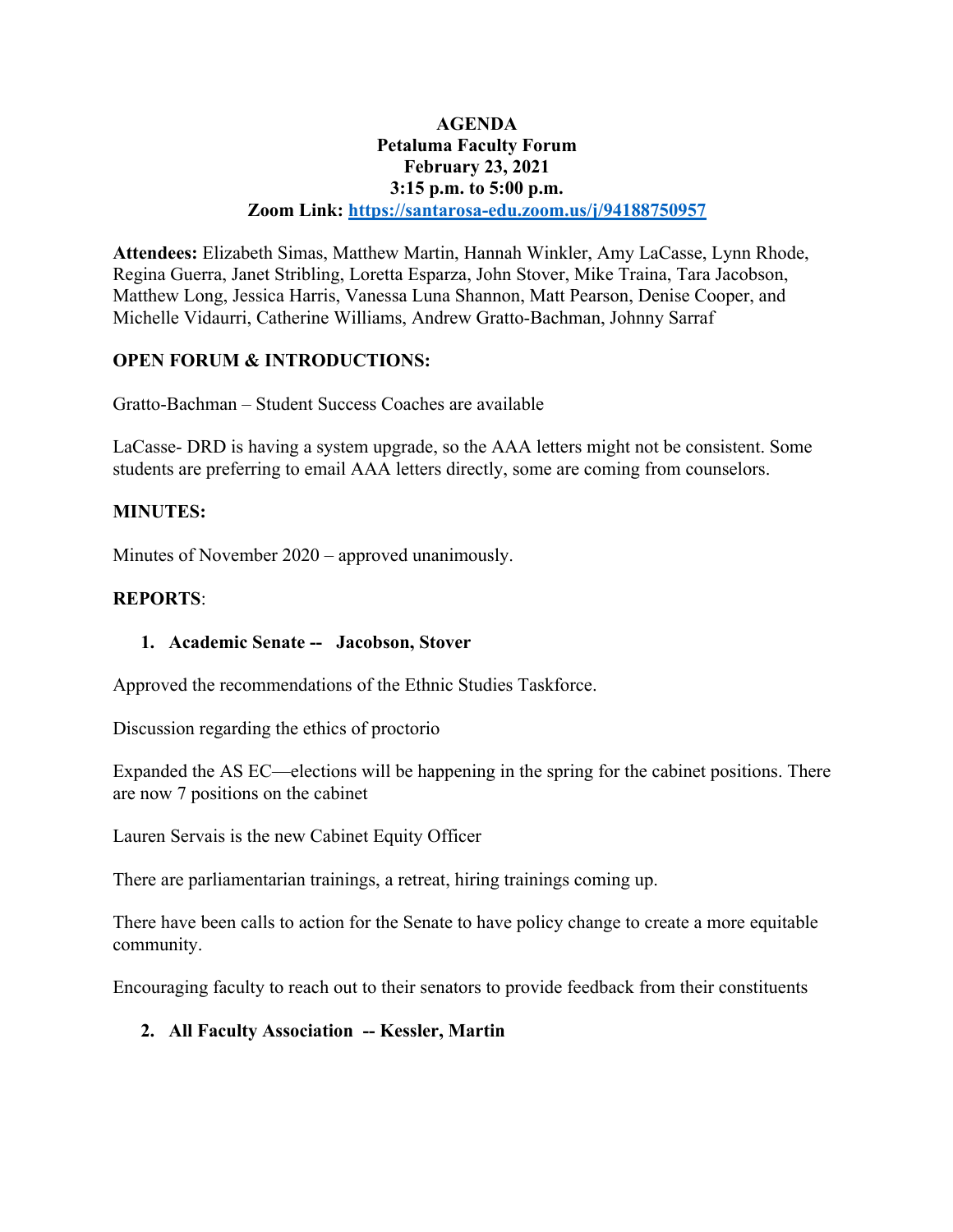**AGENDA**
**Petaluma Faculty Forum**
**February 23, 2021**
**3:15 p.m. to 5:00 p.m.**
**Zoom Link: [https://santarosa-edu.zoom.us/j/94188750957](https://santarosa-edu.zoom.us/j/94188750957)**

**Attendees:** Elizabeth Simas, Matthew Martin, Hannah Winkler, Amy LaCasse, Lynn Rhode, Regina Guerra, Janet Stribling, Loretta Esparza, John Stover, Mike Traina, Tara Jacobson, Matthew Long, Jessica Harris, Vanessa Luna Shannon, Matt Pearson, Denise Cooper, and Michelle Vidaurri, Catherine Williams, Andrew Gratto-Bachman, Johnny Sarraf

**OPEN FORUM & INTRODUCTIONS:**

Gratto-Bachman – Student Success Coaches are available

LaCasse- DRD is having a system upgrade, so the AAA letters might not be consistent. Some students are preferring to email AAA letters directly, some are coming from counselors.

**MINUTES:**

Minutes of November 2020 – approved unanimously.

**REPORTS**:

1. **Academic Senate -- Jacobson, Stover**

Approved the recommendations of the Ethnic Studies Taskforce.

Discussion regarding the ethics of proctorio

Expanded the AS EC—elections will be happening in the spring for the cabinet positions. There are now 7 positions on the cabinet

Lauren Servais is the new Cabinet Equity Officer

There are parliamentarian trainings, a retreat, hiring trainings coming up.

There have been calls to action for the Senate to have policy change to create a more equitable community.

Encouraging faculty to reach out to their senators to provide feedback from their constituents

2. **All Faculty Association -- Kessler, Martin**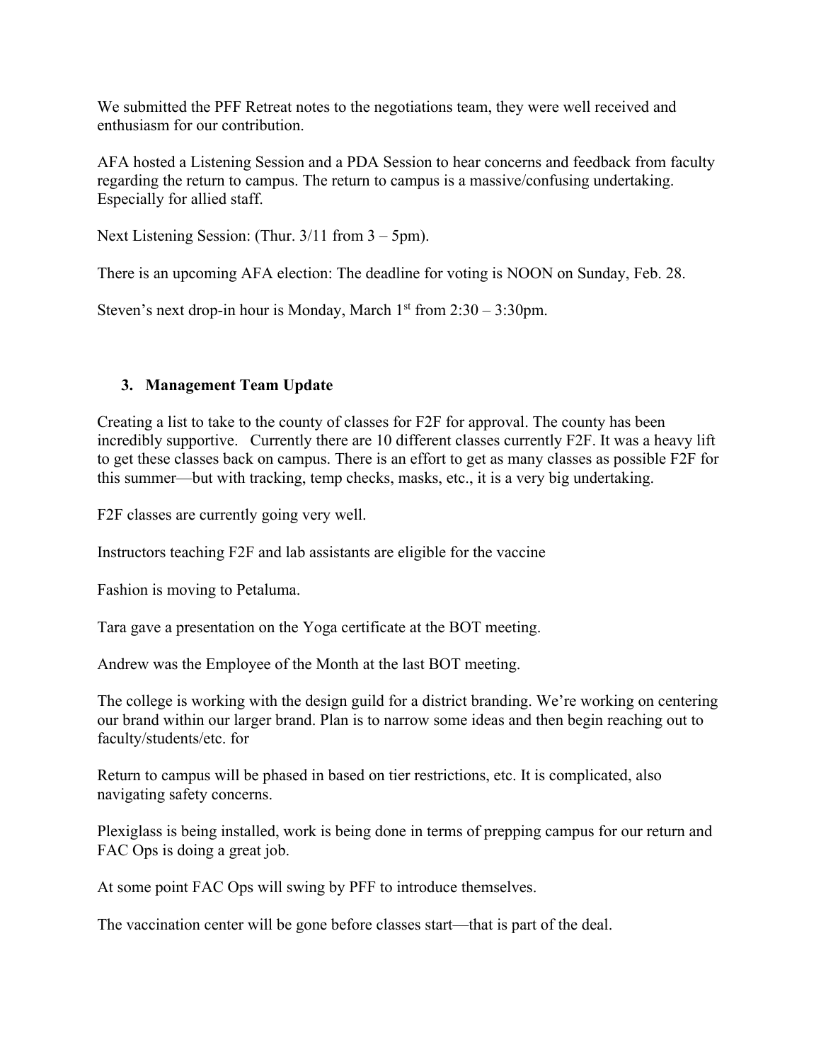We submitted the PFF Retreat notes to the negotiations team, they were well received and enthusiasm for our contribution.

AFA hosted a Listening Session and a PDA Session to hear concerns and feedback from faculty regarding the return to campus. The return to campus is a massive/confusing undertaking. Especially for allied staff.

Next Listening Session: (Thur. 3/11 from 3 – 5pm).

There is an upcoming AFA election: The deadline for voting is NOON on Sunday, Feb. 28.

Steven's next drop-in hour is Monday, March 1st from 2:30 – 3:30pm.

3. **Management Team Update**

Creating a list to take to the county of classes for F2F for approval. The county has been incredibly supportive. Currently there are 10 different classes currently F2F. It was a heavy lift to get these classes back on campus. There is an effort to get as many classes as possible F2F for this summer—but with tracking, temp checks, masks, etc., it is a very big undertaking.

F2F classes are currently going very well.

Instructors teaching F2F and lab assistants are eligible for the vaccine

Fashion is moving to Petaluma.

Tara gave a presentation on the Yoga certificate at the BOT meeting.

Andrew was the Employee of the Month at the last BOT meeting.

The college is working with the design guild for a district branding. We're working on centering our brand within our larger brand. Plan is to narrow some ideas and then begin reaching out to faculty/students/etc. for

Return to campus will be phased in based on tier restrictions, etc. It is complicated, also navigating safety concerns.

Plexiglass is being installed, work is being done in terms of prepping campus for our return and FAC Ops is doing a great job.

At some point FAC Ops will swing by PFF to introduce themselves.

The vaccination center will be gone before classes start—that is part of the deal.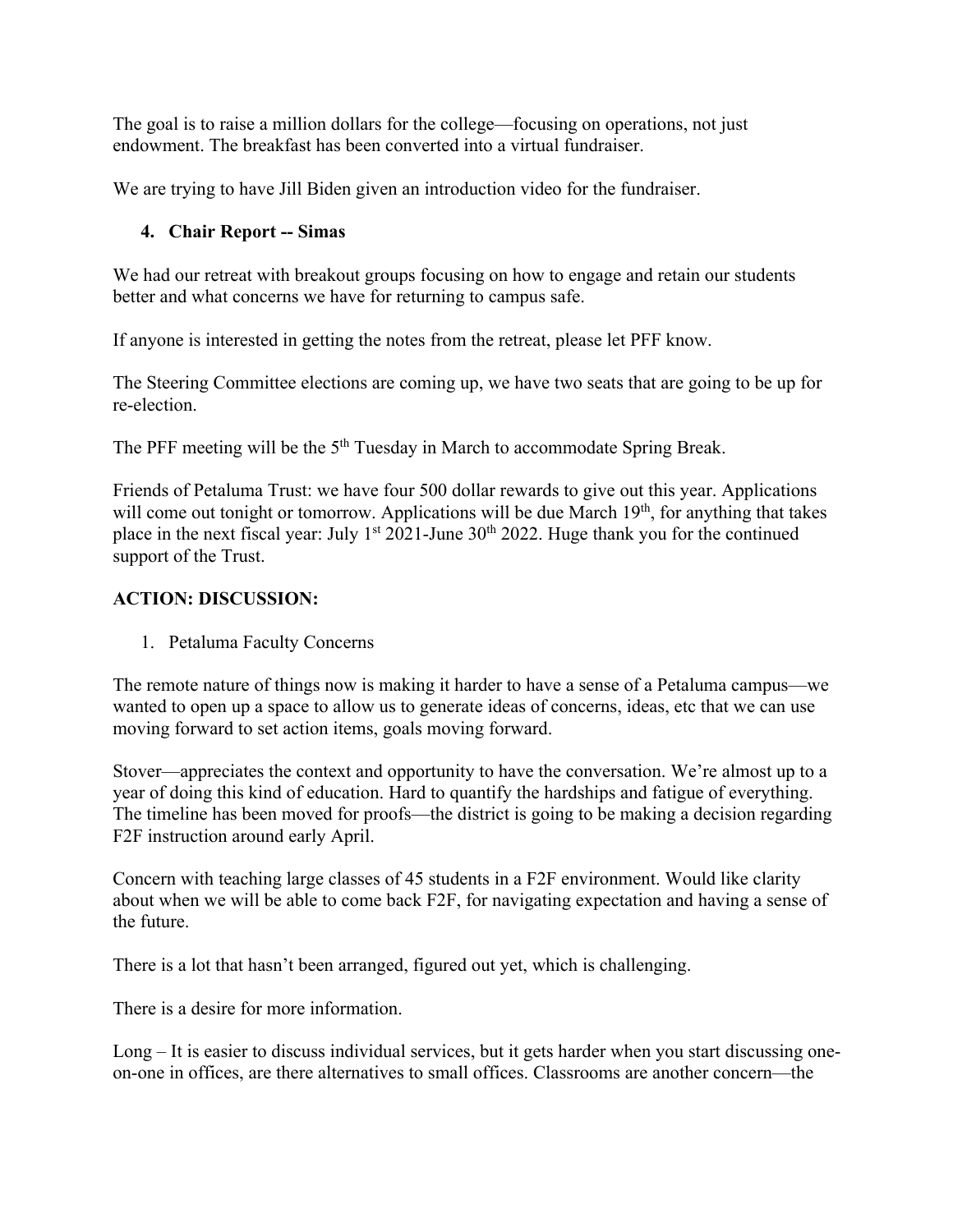The goal is to raise a million dollars for the college—focusing on operations, not just endowment. The breakfast has been converted into a virtual fundraiser.

We are trying to have Jill Biden given an introduction video for the fundraiser.

4. **Chair Report -- Simas**

We had our retreat with breakout groups focusing on how to engage and retain our students better and what concerns we have for returning to campus safe.

If anyone is interested in getting the notes from the retreat, please let PFF know.

The Steering Committee elections are coming up, we have two seats that are going to be up for re-election.

The PFF meeting will be the 5th Tuesday in March to accommodate Spring Break.

Friends of Petaluma Trust: we have four 500 dollar rewards to give out this year. Applications will come out tonight or tomorrow. Applications will be due March 19th, for anything that takes place in the next fiscal year: July 1st 2021-June 30th 2022. Huge thank you for the continued support of the Trust.

**ACTION: DISCUSSION:**

1. Petaluma Faculty Concerns

The remote nature of things now is making it harder to have a sense of a Petaluma campus—we wanted to open up a space to allow us to generate ideas of concerns, ideas, etc that we can use moving forward to set action items, goals moving forward.

Stover—appreciates the context and opportunity to have the conversation. We're almost up to a year of doing this kind of education. Hard to quantify the hardships and fatigue of everything. The timeline has been moved for proofs—the district is going to be making a decision regarding F2F instruction around early April.

Concern with teaching large classes of 45 students in a F2F environment. Would like clarity about when we will be able to come back F2F, for navigating expectation and having a sense of the future.

There is a lot that hasn't been arranged, figured out yet, which is challenging.

There is a desire for more information.

Long – It is easier to discuss individual services, but it gets harder when you start discussing one-on-one in offices, are there alternatives to small offices. Classrooms are another concern—the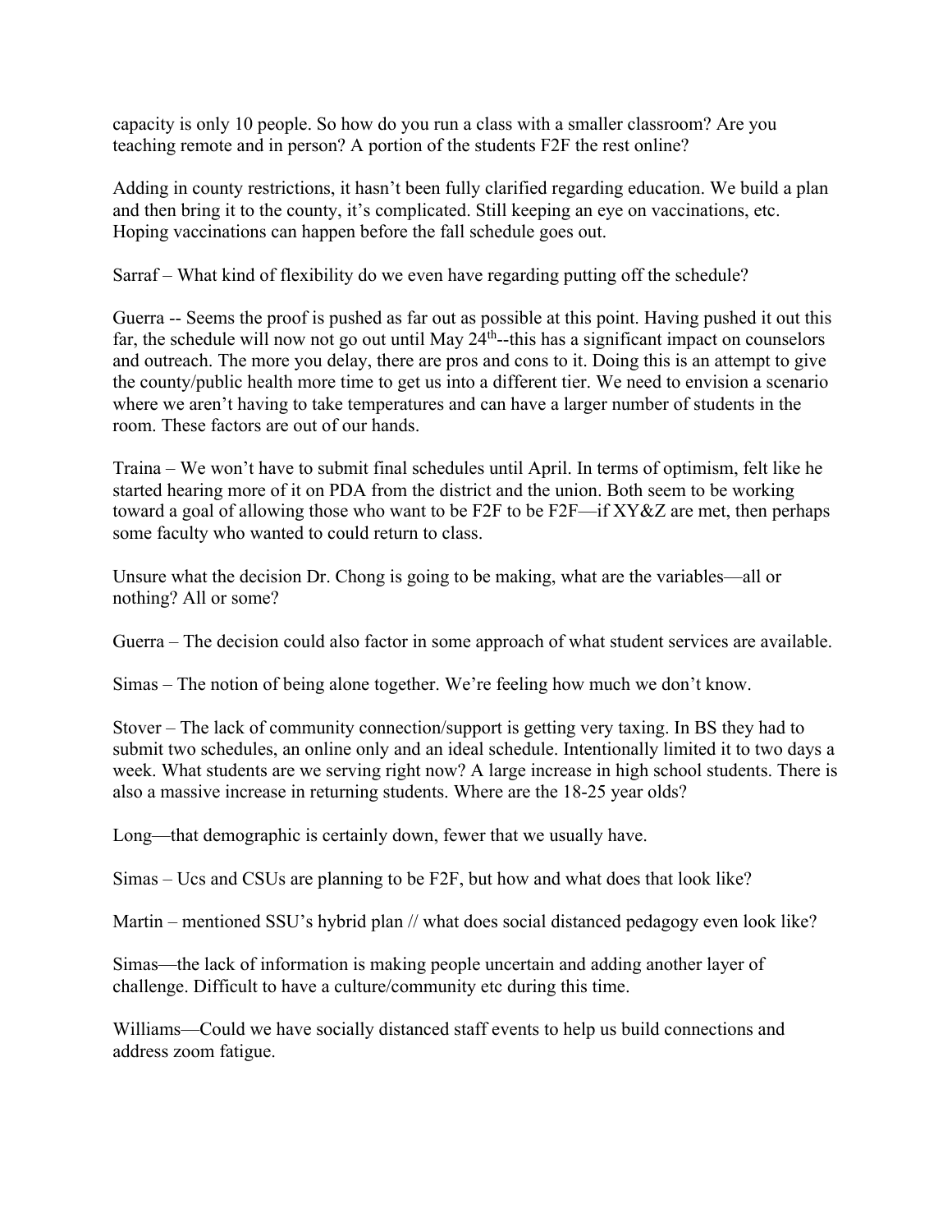capacity is only 10 people. So how do you run a class with a smaller classroom? Are you teaching remote and in person? A portion of the students F2F the rest online?

Adding in county restrictions, it hasn't been fully clarified regarding education. We build a plan and then bring it to the county, it's complicated. Still keeping an eye on vaccinations, etc. Hoping vaccinations can happen before the fall schedule goes out.

Sarraf – What kind of flexibility do we even have regarding putting off the schedule?

Guerra -- Seems the proof is pushed as far out as possible at this point. Having pushed it out this far, the schedule will now not go out until May 24th--this has a significant impact on counselors and outreach. The more you delay, there are pros and cons to it. Doing this is an attempt to give the county/public health more time to get us into a different tier. We need to envision a scenario where we aren't having to take temperatures and can have a larger number of students in the room. These factors are out of our hands.

Traina – We won't have to submit final schedules until April. In terms of optimism, felt like he started hearing more of it on PDA from the district and the union. Both seem to be working toward a goal of allowing those who want to be F2F to be F2F—if XY&Z are met, then perhaps some faculty who wanted to could return to class.

Unsure what the decision Dr. Chong is going to be making, what are the variables—all or nothing? All or some?

Guerra – The decision could also factor in some approach of what student services are available.

Simas – The notion of being alone together. We're feeling how much we don't know.

Stover – The lack of community connection/support is getting very taxing. In BS they had to submit two schedules, an online only and an ideal schedule. Intentionally limited it to two days a week. What students are we serving right now? A large increase in high school students. There is also a massive increase in returning students. Where are the 18-25 year olds?

Long—that demographic is certainly down, fewer that we usually have.

Simas – Ucs and CSUs are planning to be F2F, but how and what does that look like?

Martin – mentioned SSU's hybrid plan // what does social distanced pedagogy even look like?

Simas—the lack of information is making people uncertain and adding another layer of challenge. Difficult to have a culture/community etc during this time.

Williams—Could we have socially distanced staff events to help us build connections and address zoom fatigue.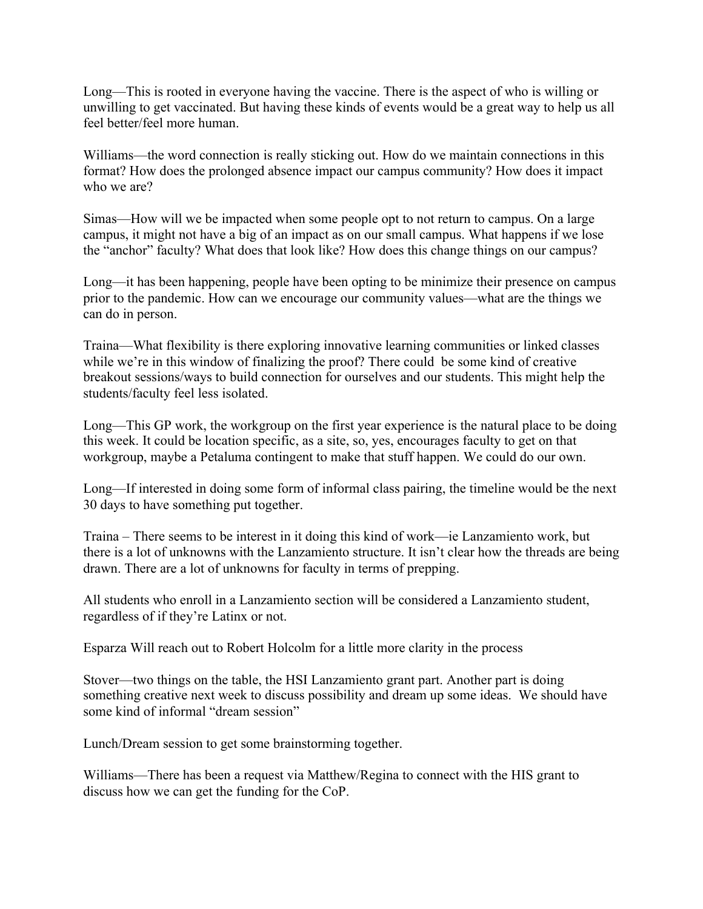Long—This is rooted in everyone having the vaccine. There is the aspect of who is willing or unwilling to get vaccinated. But having these kinds of events would be a great way to help us all feel better/feel more human.

Williams—the word connection is really sticking out. How do we maintain connections in this format? How does the prolonged absence impact our campus community? How does it impact who we are?

Simas—How will we be impacted when some people opt to not return to campus. On a large campus, it might not have a big of an impact as on our small campus. What happens if we lose the "anchor" faculty? What does that look like? How does this change things on our campus?

Long—it has been happening, people have been opting to be minimize their presence on campus prior to the pandemic. How can we encourage our community values—what are the things we can do in person.

Traina—What flexibility is there exploring innovative learning communities or linked classes while we're in this window of finalizing the proof? There could be some kind of creative breakout sessions/ways to build connection for ourselves and our students. This might help the students/faculty feel less isolated.

Long—This GP work, the workgroup on the first year experience is the natural place to be doing this week. It could be location specific, as a site, so, yes, encourages faculty to get on that workgroup, maybe a Petaluma contingent to make that stuff happen. We could do our own.

Long—If interested in doing some form of informal class pairing, the timeline would be the next 30 days to have something put together.

Traina – There seems to be interest in it doing this kind of work—ie Lanzamiento work, but there is a lot of unknowns with the Lanzamiento structure. It isn't clear how the threads are being drawn. There are a lot of unknowns for faculty in terms of prepping.

All students who enroll in a Lanzamiento section will be considered a Lanzamiento student, regardless of if they're Latinx or not.

Esparza Will reach out to Robert Holcolm for a little more clarity in the process

Stover—two things on the table, the HSI Lanzamiento grant part. Another part is doing something creative next week to discuss possibility and dream up some ideas. We should have some kind of informal "dream session"

Lunch/Dream session to get some brainstorming together.

Williams—There has been a request via Matthew/Regina to connect with the HIS grant to discuss how we can get the funding for the CoP.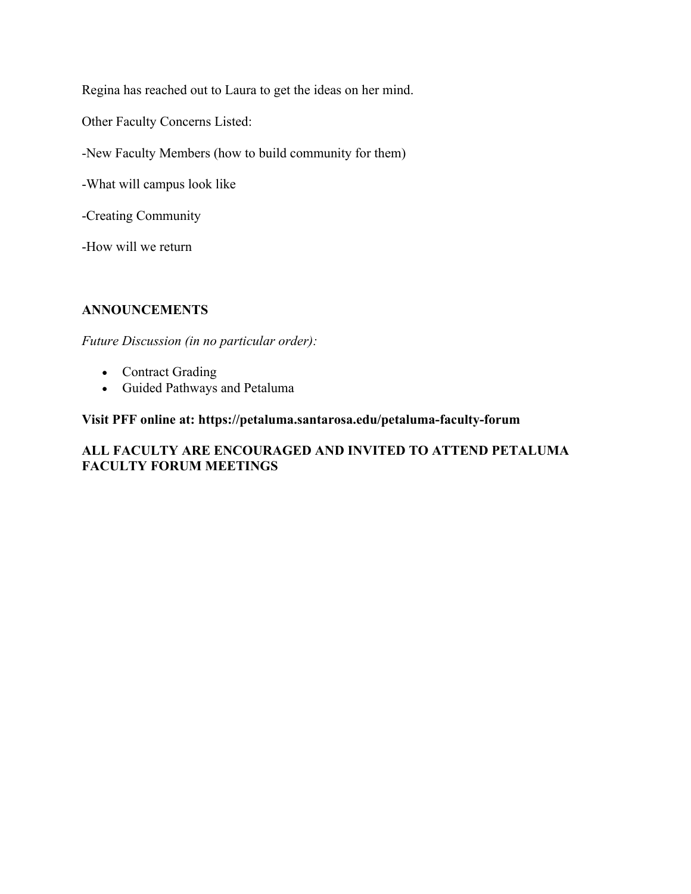Regina has reached out to Laura to get the ideas on her mind.

Other Faculty Concerns Listed:

-New Faculty Members (how to build community for them)

-What will campus look like

-Creating Community

-How will we return

**ANNOUNCEMENTS**

*Future Discussion (in no particular order):*

- Contract Grading
- Guided Pathways and Petaluma

**Visit PFF online at: https://petaluma.santarosa.edu/petaluma-faculty-forum**

**ALL FACULTY ARE ENCOURAGED AND INVITED TO ATTEND PETALUMA FACULTY FORUM MEETINGS**